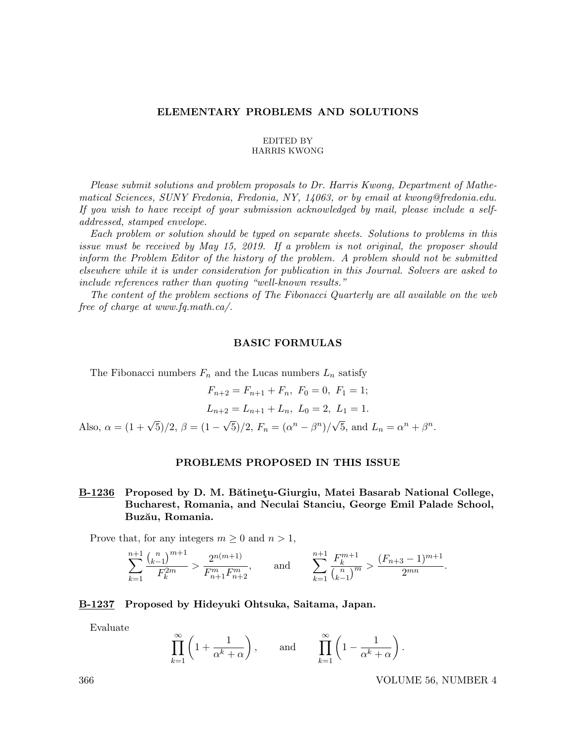# ELEMENTARY PROBLEMS AND SOLUTIONS

EDITED BY
HARRIS KWONG

*Please submit solutions and problem proposals to Dr. Harris Kwong, Department of Mathematical Sciences, SUNY Fredonia, Fredonia, NY, 14063, or by email at kwong@fredonia.edu. If you wish to have receipt of your submission acknowledged by mail, please include a self-addressed, stamped envelope.*

*Each problem or solution should be typed on separate sheets. Solutions to problems in this issue must be received by May 15, 2019. If a problem is not original, the proposer should inform the Problem Editor of the history of the problem. A problem should not be submitted elsewhere while it is under consideration for publication in this Journal. Solvers are asked to include references rather than quoting "well-known results."*

*The content of the problem sections of The Fibonacci Quarterly are all available on the web free of charge at www.fq.math.ca/.*

## BASIC FORMULAS

The Fibonacci numbers $F_n$ and the Lucas numbers $L_n$ satisfy

$$F_{n+2} = F_{n+1} + F_n, \ F_0 = 0, \ F_1 = 1;$$

$$L_{n+2} = L_{n+1} + L_n, \ L_0 = 2, \ L_1 = 1.$$

Also, $\alpha = (1+\sqrt{5})/2$, $\beta = (1-\sqrt{5})/2$, $F_n = (\alpha^n - \beta^n)/\sqrt{5}$, and $L_n = \alpha^n + \beta^n$.

## PROBLEMS PROPOSED IN THIS ISSUE

### B-1236 Proposed by D. M. Bătineţu-Giurgiu, Matei Basarab National College, Bucharest, Romania, and Neculai Stanciu, George Emil Palade School, Buzău, Romania.

Prove that, for any integers $m \geq 0$ and $n > 1$,

$$\sum_{k=1}^{n+1} \frac{\binom{n}{k-1}^{m+1}}{F_k^{2m}} > \frac{2^{n(m+1)}}{F_{n+1}^m F_{n+2}^m}, \qquad \text{and} \qquad \sum_{k=1}^{n+1} \frac{F_k^{m+1}}{\binom{n}{k-1}^m} > \frac{(F_{n+3}-1)^{m+1}}{2^{mn}}.$$

### B-1237 Proposed by Hideyuki Ohtsuka, Saitama, Japan.

Evaluate

$$\prod_{k=1}^{\infty} \left(1 + \frac{1}{\alpha^k + \alpha}\right), \qquad \text{and} \qquad \prod_{k=1}^{\infty} \left(1 - \frac{1}{\alpha^k + \alpha}\right).$$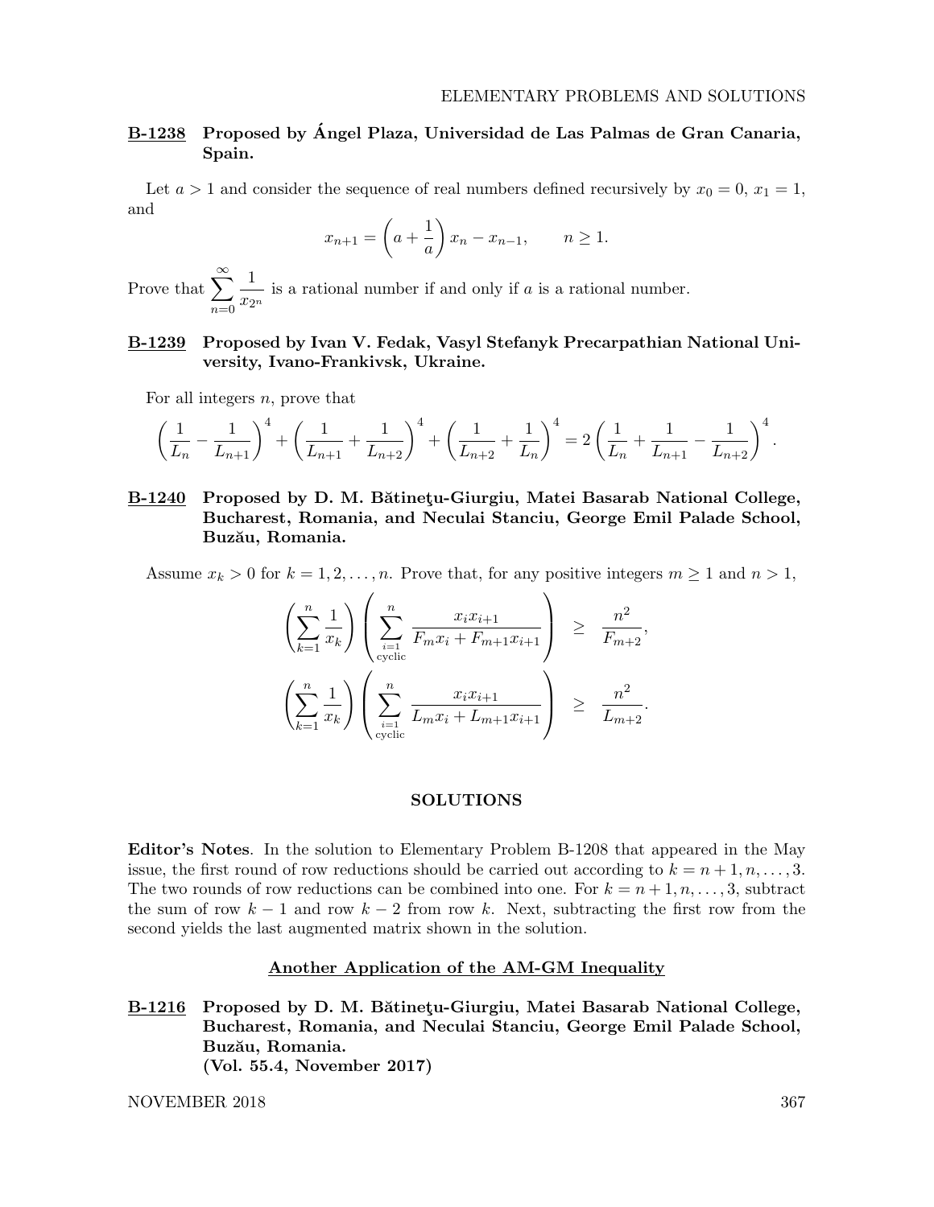**B-1238 Proposed by Ángel Plaza, Universidad de Las Palmas de Gran Canaria, Spain.**

Let $a > 1$ and consider the sequence of real numbers defined recursively by $x_0 = 0$, $x_1 = 1$, and

$$x_{n+1} = \left(a + \frac{1}{a}\right) x_n - x_{n-1}, \qquad n \geq 1.$$

Prove that $\displaystyle\sum_{n=0}^{\infty} \frac{1}{x_{2^n}}$ is a rational number if and only if $a$ is a rational number.

**B-1239 Proposed by Ivan V. Fedak, Vasyl Stefanyk Precarpathian National University, Ivano-Frankivsk, Ukraine.**

For all integers $n$, prove that

$$\left(\frac{1}{L_n} - \frac{1}{L_{n+1}}\right)^4 + \left(\frac{1}{L_{n+1}} + \frac{1}{L_{n+2}}\right)^4 + \left(\frac{1}{L_{n+2}} + \frac{1}{L_n}\right)^4 = 2\left(\frac{1}{L_n} + \frac{1}{L_{n+1}} - \frac{1}{L_{n+2}}\right)^4.$$

**B-1240 Proposed by D. M. Bătineţu-Giurgiu, Matei Basarab National College, Bucharest, Romania, and Neculai Stanciu, George Emil Palade School, Buzău, Romania.**

Assume $x_k > 0$ for $k = 1, 2, \ldots, n$. Prove that, for any positive integers $m \geq 1$ and $n > 1$,

$$\left(\sum_{k=1}^{n} \frac{1}{x_k}\right)\left(\sum_{\substack{i=1 \\ \text{cyclic}}}^{n} \frac{x_i x_{i+1}}{F_m x_i + F_{m+1} x_{i+1}}\right) \geq \frac{n^2}{F_{m+2}},$$

$$\left(\sum_{k=1}^{n} \frac{1}{x_k}\right)\left(\sum_{\substack{i=1 \\ \text{cyclic}}}^{n} \frac{x_i x_{i+1}}{L_m x_i + L_{m+1} x_{i+1}}\right) \geq \frac{n^2}{L_{m+2}}.$$

## SOLUTIONS

**Editor's Notes**. In the solution to Elementary Problem B-1208 that appeared in the May issue, the first round of row reductions should be carried out according to $k = n+1, n, \ldots, 3$. The two rounds of row reductions can be combined into one. For $k = n+1, n, \ldots, 3$, subtract the sum of row $k-1$ and row $k-2$ from row $k$. Next, subtracting the first row from the second yields the last augmented matrix shown in the solution.

### Another Application of the AM-GM Inequality

**B-1216 Proposed by D. M. Bătineţu-Giurgiu, Matei Basarab National College, Bucharest, Romania, and Neculai Stanciu, George Emil Palade School, Buzău, Romania.**
**(Vol. 55.4, November 2017)**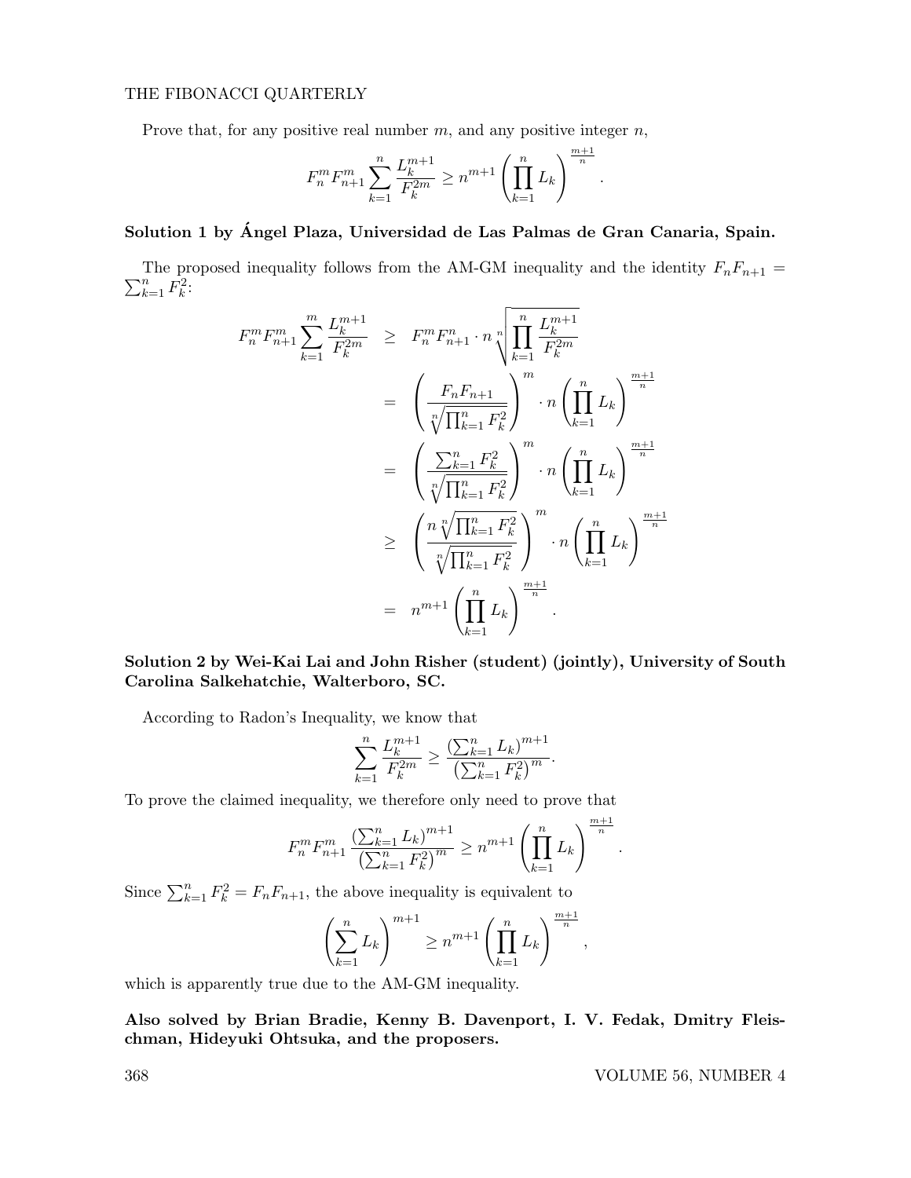Prove that, for any positive real number $m$, and any positive integer $n$,

$$F_n^m F_{n+1}^m \sum_{k=1}^{n} \frac{L_k^{m+1}}{F_k^{2m}} \geq n^{m+1} \left( \prod_{k=1}^{n} L_k \right)^{\frac{m+1}{n}}.$$

**Solution 1 by Ángel Plaza, Universidad de Las Palmas de Gran Canaria, Spain.**

The proposed inequality follows from the AM-GM inequality and the identity $F_n F_{n+1} = \sum_{k=1}^{n} F_k^2$:

$$\begin{aligned}
F_n^m F_{n+1}^m \sum_{k=1}^{m} \frac{L_k^{m+1}}{F_k^{2m}} &\geq F_n^m F_{n+1}^n \cdot n \sqrt[n]{\prod_{k=1}^{n} \frac{L_k^{m+1}}{F_k^{2m}}} \\
&= \left( \frac{F_n F_{n+1}}{\sqrt[n]{\prod_{k=1}^{n} F_k^2}} \right)^m \cdot n \left( \prod_{k=1}^{n} L_k \right)^{\frac{m+1}{n}} \\
&= \left( \frac{\sum_{k=1}^{n} F_k^2}{\sqrt[n]{\prod_{k=1}^{n} F_k^2}} \right)^m \cdot n \left( \prod_{k=1}^{n} L_k \right)^{\frac{m+1}{n}} \\
&\geq \left( \frac{n \sqrt[n]{\prod_{k=1}^{n} F_k^2}}{\sqrt[n]{\prod_{k=1}^{n} F_k^2}} \right)^m \cdot n \left( \prod_{k=1}^{n} L_k \right)^{\frac{m+1}{n}} \\
&= n^{m+1} \left( \prod_{k=1}^{n} L_k \right)^{\frac{m+1}{n}}.
\end{aligned}$$

**Solution 2 by Wei-Kai Lai and John Risher (student) (jointly), University of South Carolina Salkehatchie, Walterboro, SC.**

According to Radon's Inequality, we know that

$$\sum_{k=1}^{n} \frac{L_k^{m+1}}{F_k^{2m}} \geq \frac{\left(\sum_{k=1}^{n} L_k\right)^{m+1}}{\left(\sum_{k=1}^{n} F_k^2\right)^m}.$$

To prove the claimed inequality, we therefore only need to prove that

$$F_n^m F_{n+1}^m \frac{\left(\sum_{k=1}^{n} L_k\right)^{m+1}}{\left(\sum_{k=1}^{n} F_k^2\right)^m} \geq n^{m+1} \left( \prod_{k=1}^{n} L_k \right)^{\frac{m+1}{n}}.$$

Since $\sum_{k=1}^{n} F_k^2 = F_n F_{n+1}$, the above inequality is equivalent to

$$\left( \sum_{k=1}^{n} L_k \right)^{m+1} \geq n^{m+1} \left( \prod_{k=1}^{n} L_k \right)^{\frac{m+1}{n}},$$

which is apparently true due to the AM-GM inequality.

**Also solved by Brian Bradie, Kenny B. Davenport, I. V. Fedak, Dmitry Fleischman, Hideyuki Ohtsuka, and the proposers.**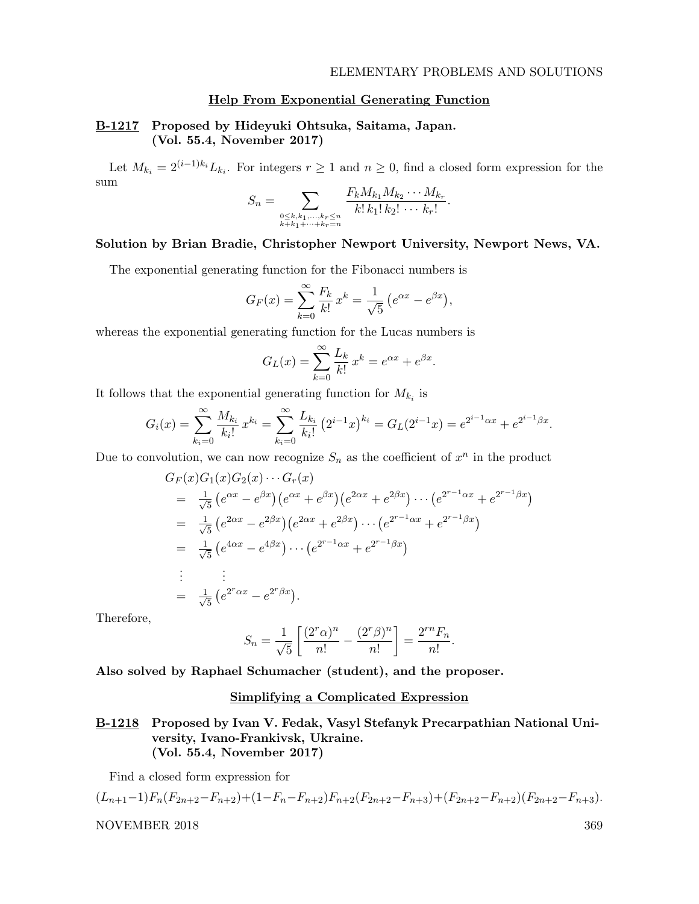### Help From Exponential Generating Function

**B-1217 Proposed by Hideyuki Ohtsuka, Saitama, Japan. (Vol. 55.4, November 2017)**

Let $M_{k_i} = 2^{(i-1)k_i} L_{k_i}$. For integers $r \geq 1$ and $n \geq 0$, find a closed form expression for the sum

$$S_n = \sum_{\substack{0 \leq k, k_1, \ldots, k_r \leq n \\ k + k_1 + \cdots + k_r = n}} \frac{F_k M_{k_1} M_{k_2} \cdots M_{k_r}}{k!\, k_1!\, k_2! \cdots k_r!}.$$

**Solution by Brian Bradie, Christopher Newport University, Newport News, VA.**

The exponential generating function for the Fibonacci numbers is

$$G_F(x) = \sum_{k=0}^{\infty} \frac{F_k}{k!} x^k = \frac{1}{\sqrt{5}} \left( e^{\alpha x} - e^{\beta x} \right),$$

whereas the exponential generating function for the Lucas numbers is

$$G_L(x) = \sum_{k=0}^{\infty} \frac{L_k}{k!} x^k = e^{\alpha x} + e^{\beta x}.$$

It follows that the exponential generating function for $M_{k_i}$ is

$$G_i(x) = \sum_{k_i=0}^{\infty} \frac{M_{k_i}}{k_i!} x^{k_i} = \sum_{k_i=0}^{\infty} \frac{L_{k_i}}{k_i!} \left(2^{i-1} x\right)^{k_i} = G_L(2^{i-1}x) = e^{2^{i-1}\alpha x} + e^{2^{i-1}\beta x}.$$

Due to convolution, we can now recognize $S_n$ as the coefficient of $x^n$ in the product

$$\begin{aligned}
& G_F(x) G_1(x) G_2(x) \cdots G_r(x) \\
&= \tfrac{1}{\sqrt{5}} \left( e^{\alpha x} - e^{\beta x} \right) \left( e^{\alpha x} + e^{\beta x} \right) \left( e^{2\alpha x} + e^{2\beta x} \right) \cdots \left( e^{2^{r-1}\alpha x} + e^{2^{r-1}\beta x} \right) \\
&= \tfrac{1}{\sqrt{5}} \left( e^{2\alpha x} - e^{2\beta x} \right) \left( e^{2\alpha x} + e^{2\beta x} \right) \cdots \left( e^{2^{r-1}\alpha x} + e^{2^{r-1}\beta x} \right) \\
&= \tfrac{1}{\sqrt{5}} \left( e^{4\alpha x} - e^{4\beta x} \right) \cdots \left( e^{2^{r-1}\alpha x} + e^{2^{r-1}\beta x} \right) \\
&\ \ \vdots \qquad \vdots \\
&= \tfrac{1}{\sqrt{5}} \left( e^{2^r \alpha x} - e^{2^r \beta x} \right).
\end{aligned}$$

Therefore,

$$S_n = \frac{1}{\sqrt{5}} \left[ \frac{(2^r \alpha)^n}{n!} - \frac{(2^r \beta)^n}{n!} \right] = \frac{2^{rn} F_n}{n!}.$$

**Also solved by Raphael Schumacher (student), and the proposer.**

### Simplifying a Complicated Expression

**B-1218 Proposed by Ivan V. Fedak, Vasyl Stefanyk Precarpathian National University, Ivano-Frankivsk, Ukraine. (Vol. 55.4, November 2017)**

Find a closed form expression for

$$(L_{n+1}-1)F_n(F_{2n+2}-F_{n+2})+(1-F_n-F_{n+2})F_{n+2}(F_{2n+2}-F_{n+3})+(F_{2n+2}-F_{n+2})(F_{2n+2}-F_{n+3}).$$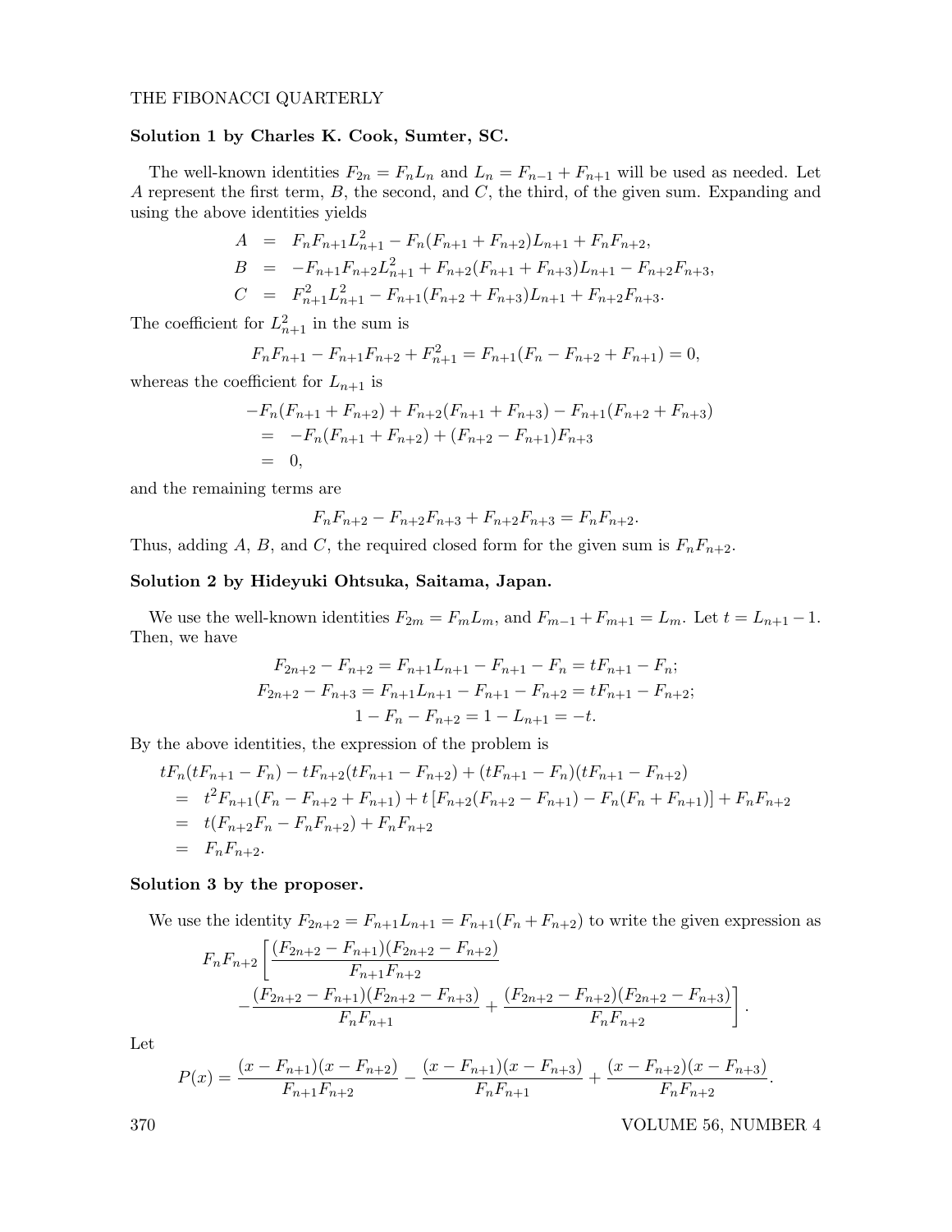**Solution 1 by Charles K. Cook, Sumter, SC.**

The well-known identities $F_{2n} = F_n L_n$ and $L_n = F_{n-1} + F_{n+1}$ will be used as needed. Let $A$ represent the first term, $B$, the second, and $C$, the third, of the given sum. Expanding and using the above identities yields

$$
\begin{aligned}
A &= F_n F_{n+1} L_{n+1}^2 - F_n(F_{n+1} + F_{n+2})L_{n+1} + F_n F_{n+2}, \\
B &= -F_{n+1} F_{n+2} L_{n+1}^2 + F_{n+2}(F_{n+1} + F_{n+3})L_{n+1} - F_{n+2} F_{n+3}, \\
C &= F_{n+1}^2 L_{n+1}^2 - F_{n+1}(F_{n+2} + F_{n+3})L_{n+1} + F_{n+2} F_{n+3}.
\end{aligned}
$$

The coefficient for $L_{n+1}^2$ in the sum is

$$F_n F_{n+1} - F_{n+1} F_{n+2} + F_{n+1}^2 = F_{n+1}(F_n - F_{n+2} + F_{n+1}) = 0,$$

whereas the coefficient for $L_{n+1}$ is

$$
\begin{aligned}
&-F_n(F_{n+1} + F_{n+2}) + F_{n+2}(F_{n+1} + F_{n+3}) - F_{n+1}(F_{n+2} + F_{n+3}) \\
&\quad = -F_n(F_{n+1} + F_{n+2}) + (F_{n+2} - F_{n+1})F_{n+3} \\
&\quad = 0,
\end{aligned}
$$

and the remaining terms are

$$F_n F_{n+2} - F_{n+2} F_{n+3} + F_{n+2} F_{n+3} = F_n F_{n+2}.$$

Thus, adding $A$, $B$, and $C$, the required closed form for the given sum is $F_n F_{n+2}$.

**Solution 2 by Hideyuki Ohtsuka, Saitama, Japan.**

We use the well-known identities $F_{2m} = F_m L_m$, and $F_{m-1} + F_{m+1} = L_m$. Let $t = L_{n+1} - 1$. Then, we have

$$
\begin{aligned}
F_{2n+2} - F_{n+2} &= F_{n+1} L_{n+1} - F_{n+1} - F_n = t F_{n+1} - F_n; \\
F_{2n+2} - F_{n+3} &= F_{n+1} L_{n+1} - F_{n+1} - F_{n+2} = t F_{n+1} - F_{n+2}; \\
1 - F_n - F_{n+2} &= 1 - L_{n+1} = -t.
\end{aligned}
$$

By the above identities, the expression of the problem is

$$
\begin{aligned}
&t F_n(t F_{n+1} - F_n) - t F_{n+2}(t F_{n+1} - F_{n+2}) + (t F_{n+1} - F_n)(t F_{n+1} - F_{n+2}) \\
&\quad = t^2 F_{n+1}(F_n - F_{n+2} + F_{n+1}) + t\left[F_{n+2}(F_{n+2} - F_{n+1}) - F_n(F_n + F_{n+1})\right] + F_n F_{n+2} \\
&\quad = t(F_{n+2} F_n - F_n F_{n+2}) + F_n F_{n+2} \\
&\quad = F_n F_{n+2}.
\end{aligned}
$$

**Solution 3 by the proposer.**

We use the identity $F_{2n+2} = F_{n+1} L_{n+1} = F_{n+1}(F_n + F_{n+2})$ to write the given expression as

$$
F_n F_{n+2}\left[\frac{(F_{2n+2} - F_{n+1})(F_{2n+2} - F_{n+2})}{F_{n+1} F_{n+2}} - \frac{(F_{2n+2} - F_{n+1})(F_{2n+2} - F_{n+3})}{F_n F_{n+1}} + \frac{(F_{2n+2} - F_{n+2})(F_{2n+2} - F_{n+3})}{F_n F_{n+2}}\right].
$$

Let

$$
P(x) = \frac{(x - F_{n+1})(x - F_{n+2})}{F_{n+1} F_{n+2}} - \frac{(x - F_{n+1})(x - F_{n+3})}{F_n F_{n+1}} + \frac{(x - F_{n+2})(x - F_{n+3})}{F_n F_{n+2}}.
$$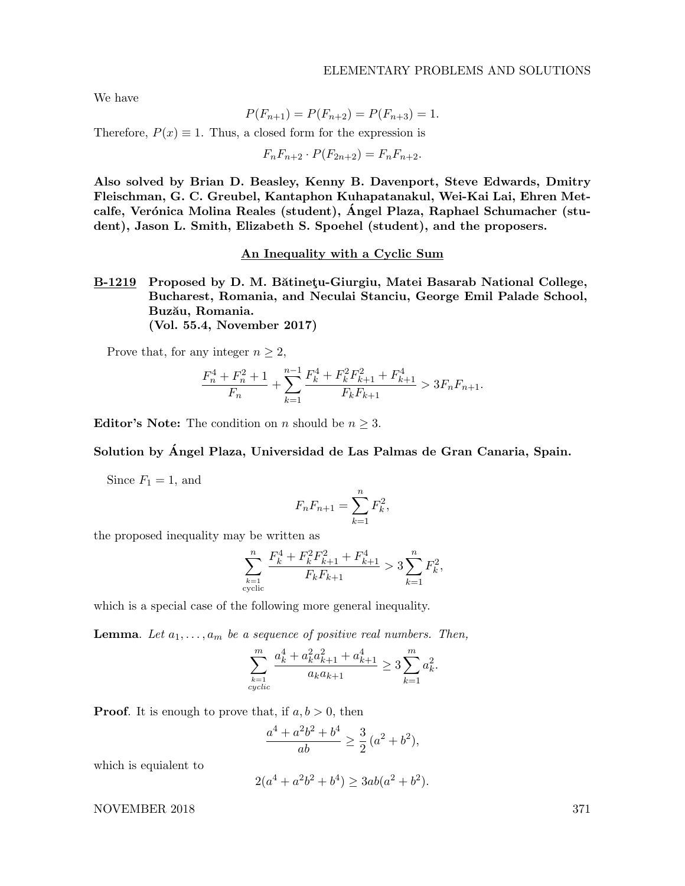We have

$$P(F_{n+1}) = P(F_{n+2}) = P(F_{n+3}) = 1.$$

Therefore, $P(x) \equiv 1$. Thus, a closed form for the expression is

$$F_n F_{n+2} \cdot P(F_{2n+2}) = F_n F_{n+2}.$$

**Also solved by Brian D. Beasley, Kenny B. Davenport, Steve Edwards, Dmitry Fleischman, G. C. Greubel, Kantaphon Kuhapatanakul, Wei-Kai Lai, Ehren Metcalfe, Verónica Molina Reales (student), Ángel Plaza, Raphael Schumacher (student), Jason L. Smith, Elizabeth S. Spoehel (student), and the proposers.**

## An Inequality with a Cyclic Sum

**B-1219 Proposed by D. M. Bătineţu-Giurgiu, Matei Basarab National College, Bucharest, Romania, and Neculai Stanciu, George Emil Palade School, Buzău, Romania. (Vol. 55.4, November 2017)**

Prove that, for any integer $n \geq 2$,

$$\frac{F_n^4 + F_n^2 + 1}{F_n} + \sum_{k=1}^{n-1} \frac{F_k^4 + F_k^2 F_{k+1}^2 + F_{k+1}^4}{F_k F_{k+1}} > 3F_n F_{n+1}.$$

**Editor's Note:** The condition on $n$ should be $n \geq 3$.

**Solution by Ángel Plaza, Universidad de Las Palmas de Gran Canaria, Spain.**

Since $F_1 = 1$, and

$$F_n F_{n+1} = \sum_{k=1}^{n} F_k^2,$$

the proposed inequality may be written as

$$\sum_{\substack{k=1 \\ \text{cyclic}}}^{n} \frac{F_k^4 + F_k^2 F_{k+1}^2 + F_{k+1}^4}{F_k F_{k+1}} > 3 \sum_{k=1}^{n} F_k^2,$$

which is a special case of the following more general inequality.

**Lemma**. *Let $a_1, \ldots, a_m$ be a sequence of positive real numbers. Then,*

$$\sum_{\substack{k=1 \\ cyclic}}^{m} \frac{a_k^4 + a_k^2 a_{k+1}^2 + a_{k+1}^4}{a_k a_{k+1}} \geq 3 \sum_{k=1}^{m} a_k^2.$$

**Proof**. It is enough to prove that, if $a, b > 0$, then

$$\frac{a^4 + a^2 b^2 + b^4}{ab} \geq \frac{3}{2}\,(a^2 + b^2),$$

which is equialent to

$$2(a^4 + a^2 b^2 + b^4) \geq 3ab(a^2 + b^2).$$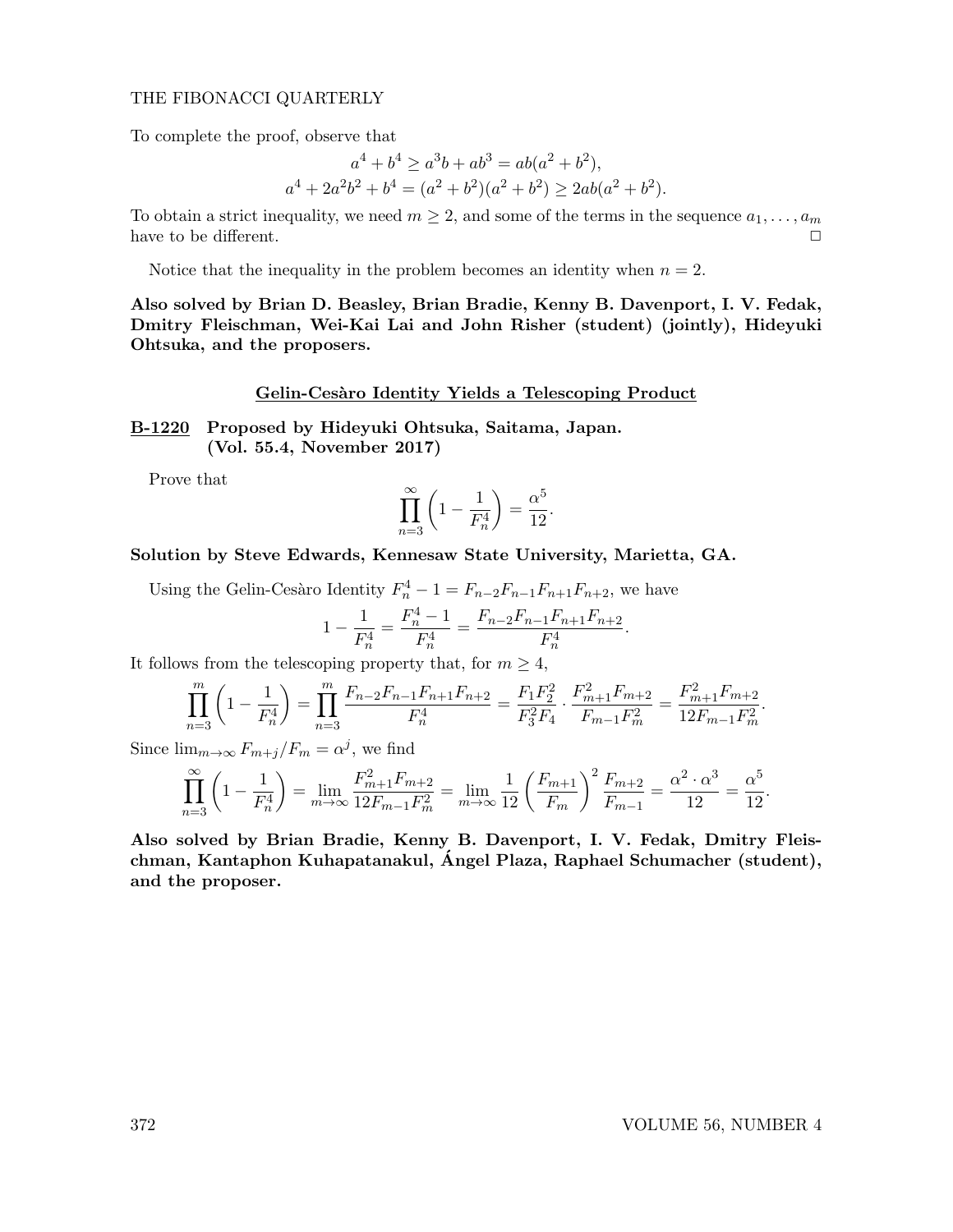To complete the proof, observe that

$$a^4 + b^4 \geq a^3b + ab^3 = ab(a^2 + b^2),$$
$$a^4 + 2a^2b^2 + b^4 = (a^2 + b^2)(a^2 + b^2) \geq 2ab(a^2 + b^2).$$

To obtain a strict inequality, we need $m \geq 2$, and some of the terms in the sequence $a_1, \ldots, a_m$ have to be different. □

Notice that the inequality in the problem becomes an identity when $n = 2$.

**Also solved by Brian D. Beasley, Brian Bradie, Kenny B. Davenport, I. V. Fedak, Dmitry Fleischman, Wei-Kai Lai and John Risher (student) (jointly), Hideyuki Ohtsuka, and the proposers.**

## Gelin-Cesàro Identity Yields a Telescoping Product

**B-1220 Proposed by Hideyuki Ohtsuka, Saitama, Japan. (Vol. 55.4, November 2017)**

Prove that

$$\prod_{n=3}^{\infty}\left(1 - \frac{1}{F_n^4}\right) = \frac{\alpha^5}{12}.$$

**Solution by Steve Edwards, Kennesaw State University, Marietta, GA.**

Using the Gelin-Cesàro Identity $F_n^4 - 1 = F_{n-2}F_{n-1}F_{n+1}F_{n+2}$, we have

$$1 - \frac{1}{F_n^4} = \frac{F_n^4 - 1}{F_n^4} = \frac{F_{n-2}F_{n-1}F_{n+1}F_{n+2}}{F_n^4}.$$

It follows from the telescoping property that, for $m \geq 4$,

$$\prod_{n=3}^{m}\left(1 - \frac{1}{F_n^4}\right) = \prod_{n=3}^{m}\frac{F_{n-2}F_{n-1}F_{n+1}F_{n+2}}{F_n^4} = \frac{F_1F_2^2}{F_3^2F_4} \cdot \frac{F_{m+1}^2F_{m+2}}{F_{m-1}F_m^2} = \frac{F_{m+1}^2F_{m+2}}{12F_{m-1}F_m^2}.$$

Since $\lim_{m\to\infty} F_{m+j}/F_m = \alpha^j$, we find

$$\prod_{n=3}^{\infty}\left(1 - \frac{1}{F_n^4}\right) = \lim_{m\to\infty}\frac{F_{m+1}^2F_{m+2}}{12F_{m-1}F_m^2} = \lim_{m\to\infty}\frac{1}{12}\left(\frac{F_{m+1}}{F_m}\right)^2\frac{F_{m+2}}{F_{m-1}} = \frac{\alpha^2\cdot\alpha^3}{12} = \frac{\alpha^5}{12}.$$

**Also solved by Brian Bradie, Kenny B. Davenport, I. V. Fedak, Dmitry Fleischman, Kantaphon Kuhapatanakul, Ángel Plaza, Raphael Schumacher (student), and the proposer.**